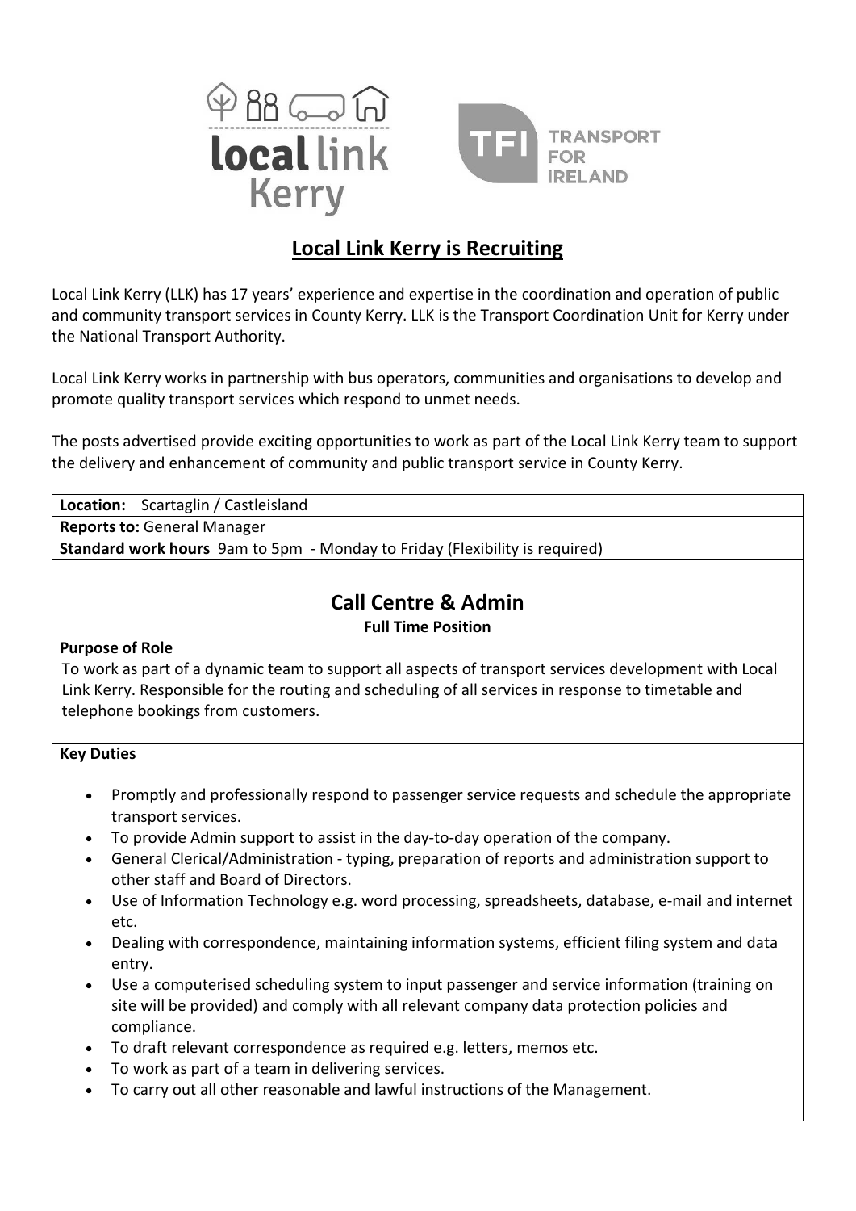# Local Link Kerry is Recruiting

Local Link Kerry (LLK) has 17 years' experience and expertise in the coordination and operation of public and community transport services in County Kerry. LLK is the Transport Coordination Unit for Kerry under the National Transport Authority.

Local Link Kerry works in partnership with bus operators, communities and organisations to develop and promote quality transport services which respond to unmet needs.

The posts advertised provide exciting opportunities to work as part of the Local Link Kerry team to support the delivery and enhancement of community and public transport service in County Kerry.

**Location:** Scartaglin / Castleisland

**Reports to:** General Manager

**Standard work hours** 9am to 5pm - Monday to Friday (Flexibility is required)

## Call Centre & Admin

**Full Time Position**

**Purpose of Role**

To work as part of a dynamic team to support all aspects of transport services development with Local Link Kerry. Responsible for the routing and scheduling of all services in response to timetable and telephone bookings from customers.

**Key Duties**

- Promptly and professionally respond to passenger service requests and schedule the appropriate transport services.
- To provide Admin support to assist in the day-to-day operation of the company.
- General Clerical/Administration - typing, preparation of reports and administration support to other staff and Board of Directors.
- Use of Information Technology e.g. word processing, spreadsheets, database, e-mail and internet etc.
- Dealing with correspondence, maintaining information systems, efficient filing system and data entry.
- Use a computerised scheduling system to input passenger and service information (training on site will be provided) and comply with all relevant company data protection policies and compliance.
- To draft relevant correspondence as required e.g. letters, memos etc.
- To work as part of a team in delivering services.
- To carry out all other reasonable and lawful instructions of the Management.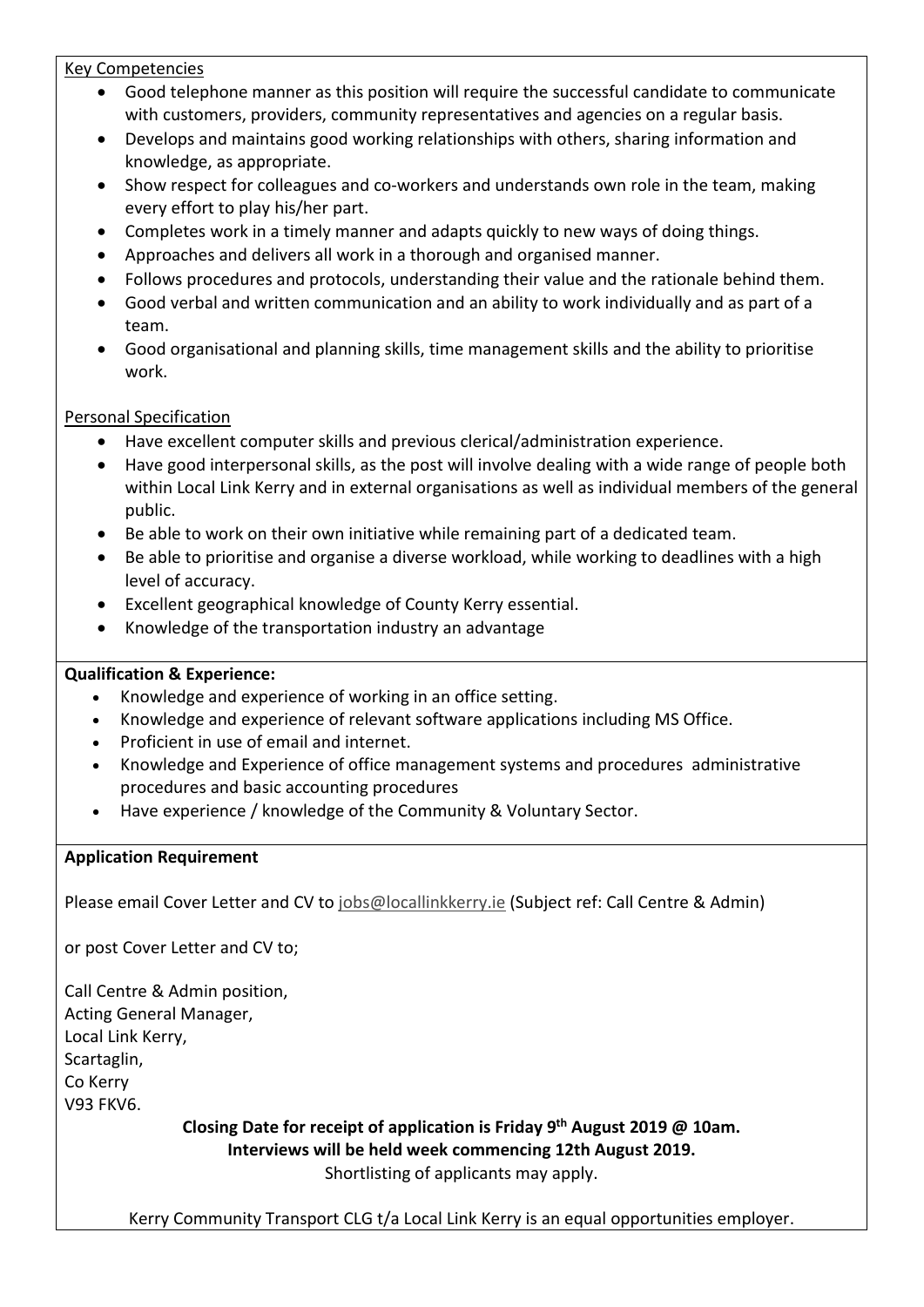Key Competencies

- Good telephone manner as this position will require the successful candidate to communicate with customers, providers, community representatives and agencies on a regular basis.
- Develops and maintains good working relationships with others, sharing information and knowledge, as appropriate.
- Show respect for colleagues and co-workers and understands own role in the team, making every effort to play his/her part.
- Completes work in a timely manner and adapts quickly to new ways of doing things.
- Approaches and delivers all work in a thorough and organised manner.
- Follows procedures and protocols, understanding their value and the rationale behind them.
- Good verbal and written communication and an ability to work individually and as part of a team.
- Good organisational and planning skills, time management skills and the ability to prioritise work.

Personal Specification

- Have excellent computer skills and previous clerical/administration experience.
- Have good interpersonal skills, as the post will involve dealing with a wide range of people both within Local Link Kerry and in external organisations as well as individual members of the general public.
- Be able to work on their own initiative while remaining part of a dedicated team.
- Be able to prioritise and organise a diverse workload, while working to deadlines with a high level of accuracy.
- Excellent geographical knowledge of County Kerry essential.
- Knowledge of the transportation industry an advantage

**Qualification & Experience:**

- Knowledge and experience of working in an office setting.
- Knowledge and experience of relevant software applications including MS Office.
- Proficient in use of email and internet.
- Knowledge and Experience of office management systems and procedures administrative procedures and basic accounting procedures
- Have experience / knowledge of the Community & Voluntary Sector.

**Application Requirement**

Please email Cover Letter and CV to jobs@locallinkkerry.ie (Subject ref: Call Centre & Admin)

or post Cover Letter and CV to;

Call Centre & Admin position,
Acting General Manager,
Local Link Kerry,
Scartaglin,
Co Kerry
V93 FKV6.

**Closing Date for receipt of application is Friday 9th August 2019 @ 10am.**

**Interviews will be held week commencing 12th August 2019.**

Shortlisting of applicants may apply.

Kerry Community Transport CLG t/a Local Link Kerry is an equal opportunities employer.